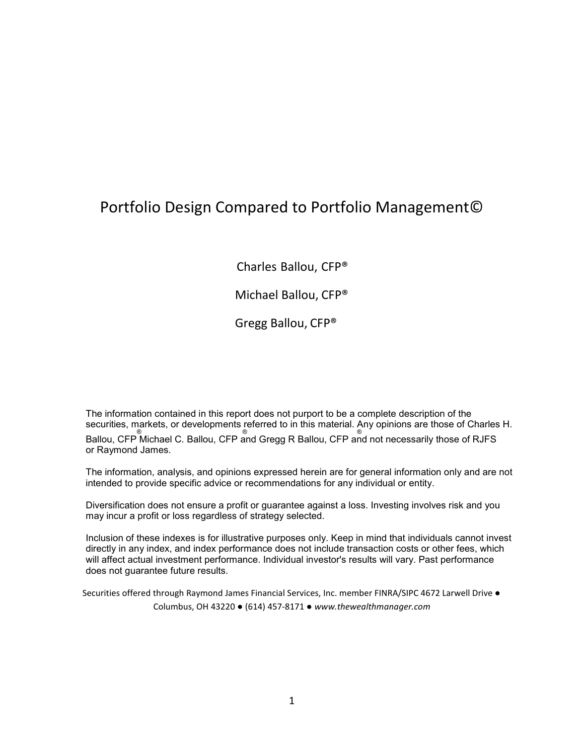# Portfolio Design Compared to Portfolio Management©

Charles Ballou, CFP®

Michael Ballou, CFP®

Gregg Ballou, CFP®

The information contained in this report does not purport to be a complete description of the securities, markets, or developments referred to in this material. Any opinions are those of Charles H. Ballou, CFP® Michael C. Ballou, CFP® and Gregg R Ballou, CFP® and not necessarily those of RJFS or Raymond James.

The information, analysis, and opinions expressed herein are for general information only and are not intended to provide specific advice or recommendations for any individual or entity.

Diversification does not ensure a profit or guarantee against a loss. Investing involves risk and you may incur a profit or loss regardless of strategy selected.

Inclusion of these indexes is for illustrative purposes only. Keep in mind that individuals cannot invest directly in any index, and index performance does not include transaction costs or other fees, which will affect actual investment performance. Individual investor's results will vary. Past performance does not guarantee future results.

Securities offered through Raymond James Financial Services, Inc. member FINRA/SIPC 4672 Larwell Drive ● Columbus, OH 43220 ● (614) 457-8171 ● *www.thewealthmanager.com*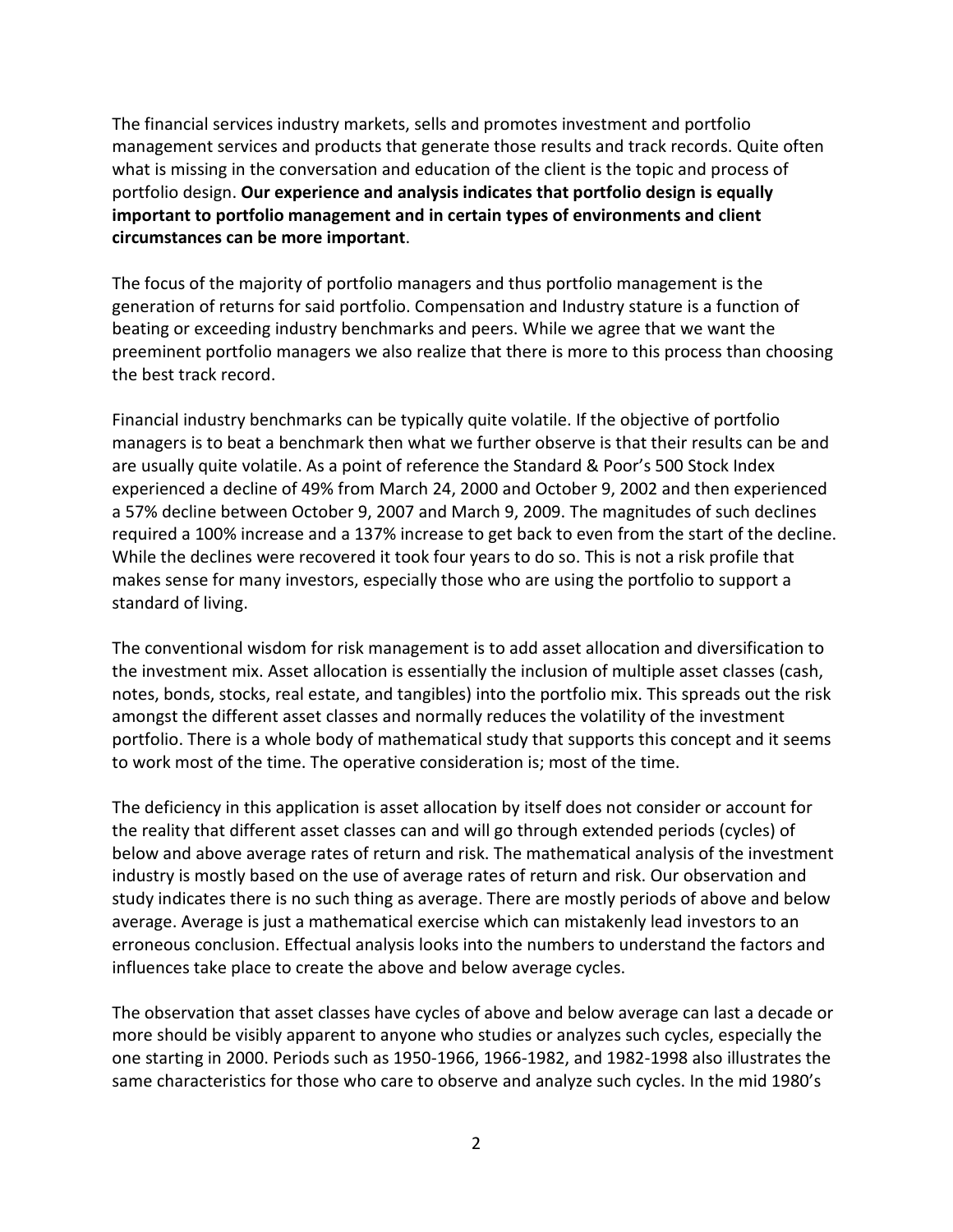The financial services industry markets, sells and promotes investment and portfolio management services and products that generate those results and track records. Quite often what is missing in the conversation and education of the client is the topic and process of portfolio design. **Our experience and analysis indicates that portfolio design is equally important to portfolio management and in certain types of environments and client circumstances can be more important**.

The focus of the majority of portfolio managers and thus portfolio management is the generation of returns for said portfolio. Compensation and Industry stature is a function of beating or exceeding industry benchmarks and peers. While we agree that we want the preeminent portfolio managers we also realize that there is more to this process than choosing the best track record.

Financial industry benchmarks can be typically quite volatile. If the objective of portfolio managers is to beat a benchmark then what we further observe is that their results can be and are usually quite volatile. As a point of reference the Standard & Poor's 500 Stock Index experienced a decline of 49% from March 24, 2000 and October 9, 2002 and then experienced a 57% decline between October 9, 2007 and March 9, 2009. The magnitudes of such declines required a 100% increase and a 137% increase to get back to even from the start of the decline. While the declines were recovered it took four years to do so. This is not a risk profile that makes sense for many investors, especially those who are using the portfolio to support a standard of living.

The conventional wisdom for risk management is to add asset allocation and diversification to the investment mix. Asset allocation is essentially the inclusion of multiple asset classes (cash, notes, bonds, stocks, real estate, and tangibles) into the portfolio mix. This spreads out the risk amongst the different asset classes and normally reduces the volatility of the investment portfolio. There is a whole body of mathematical study that supports this concept and it seems to work most of the time. The operative consideration is; most of the time.

The deficiency in this application is asset allocation by itself does not consider or account for the reality that different asset classes can and will go through extended periods (cycles) of below and above average rates of return and risk. The mathematical analysis of the investment industry is mostly based on the use of average rates of return and risk. Our observation and study indicates there is no such thing as average. There are mostly periods of above and below average. Average is just a mathematical exercise which can mistakenly lead investors to an erroneous conclusion. Effectual analysis looks into the numbers to understand the factors and influences take place to create the above and below average cycles.

The observation that asset classes have cycles of above and below average can last a decade or more should be visibly apparent to anyone who studies or analyzes such cycles, especially the one starting in 2000. Periods such as 1950-1966, 1966-1982, and 1982-1998 also illustrates the same characteristics for those who care to observe and analyze such cycles. In the mid 1980's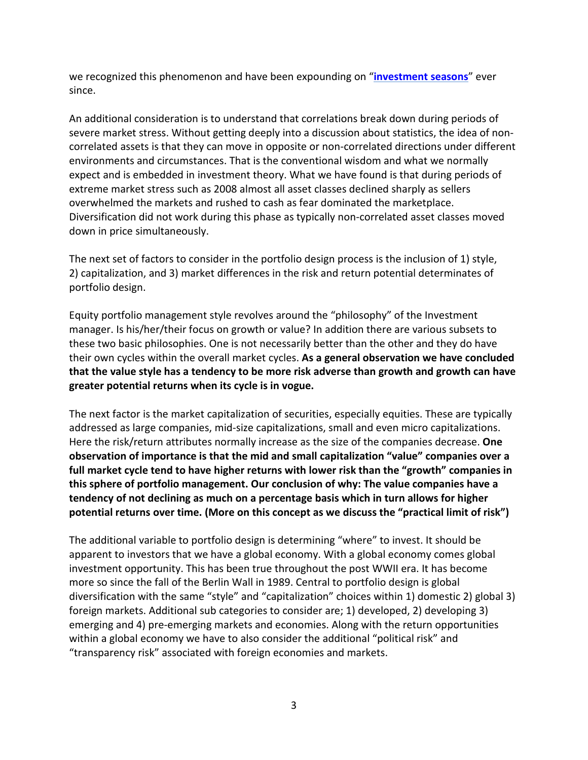we recognized this phenomenon and have been expounding on "**investment seasons**" ever since.

An additional consideration is to understand that correlations break down during periods of severe market stress. Without getting deeply into a discussion about statistics, the idea of non-correlated assets is that they can move in opposite or non-correlated directions under different environments and circumstances. That is the conventional wisdom and what we normally expect and is embedded in investment theory. What we have found is that during periods of extreme market stress such as 2008 almost all asset classes declined sharply as sellers overwhelmed the markets and rushed to cash as fear dominated the marketplace. Diversification did not work during this phase as typically non-correlated asset classes moved down in price simultaneously.

The next set of factors to consider in the portfolio design process is the inclusion of 1) style, 2) capitalization, and 3) market differences in the risk and return potential determinates of portfolio design.

Equity portfolio management style revolves around the "philosophy" of the Investment manager. Is his/her/their focus on growth or value? In addition there are various subsets to these two basic philosophies. One is not necessarily better than the other and they do have their own cycles within the overall market cycles. **As a general observation we have concluded that the value style has a tendency to be more risk adverse than growth and growth can have greater potential returns when its cycle is in vogue.**

The next factor is the market capitalization of securities, especially equities. These are typically addressed as large companies, mid-size capitalizations, small and even micro capitalizations. Here the risk/return attributes normally increase as the size of the companies decrease. **One observation of importance is that the mid and small capitalization "value" companies over a full market cycle tend to have higher returns with lower risk than the "growth" companies in this sphere of portfolio management. Our conclusion of why: The value companies have a tendency of not declining as much on a percentage basis which in turn allows for higher potential returns over time. (More on this concept as we discuss the "practical limit of risk")**

The additional variable to portfolio design is determining "where" to invest. It should be apparent to investors that we have a global economy. With a global economy comes global investment opportunity. This has been true throughout the post WWII era. It has become more so since the fall of the Berlin Wall in 1989. Central to portfolio design is global diversification with the same "style" and "capitalization" choices within 1) domestic 2) global 3) foreign markets. Additional sub categories to consider are; 1) developed, 2) developing 3) emerging and 4) pre-emerging markets and economies. Along with the return opportunities within a global economy we have to also consider the additional "political risk" and "transparency risk" associated with foreign economies and markets.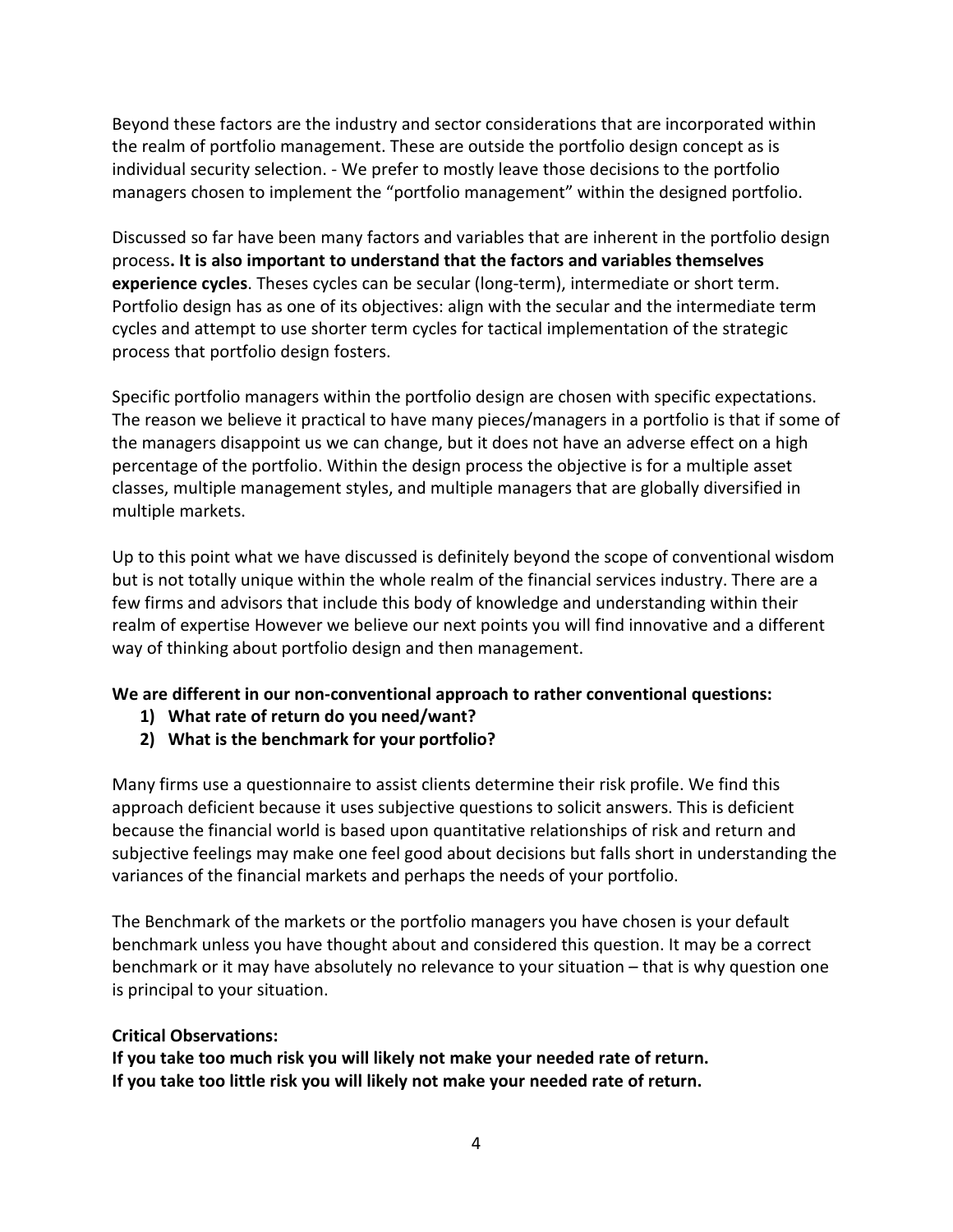Beyond these factors are the industry and sector considerations that are incorporated within the realm of portfolio management. These are outside the portfolio design concept as is individual security selection. - We prefer to mostly leave those decisions to the portfolio managers chosen to implement the "portfolio management" within the designed portfolio.

Discussed so far have been many factors and variables that are inherent in the portfolio design process**. It is also important to understand that the factors and variables themselves experience cycles**. Theses cycles can be secular (long-term), intermediate or short term. Portfolio design has as one of its objectives: align with the secular and the intermediate term cycles and attempt to use shorter term cycles for tactical implementation of the strategic process that portfolio design fosters.

Specific portfolio managers within the portfolio design are chosen with specific expectations. The reason we believe it practical to have many pieces/managers in a portfolio is that if some of the managers disappoint us we can change, but it does not have an adverse effect on a high percentage of the portfolio. Within the design process the objective is for a multiple asset classes, multiple management styles, and multiple managers that are globally diversified in multiple markets.

Up to this point what we have discussed is definitely beyond the scope of conventional wisdom but is not totally unique within the whole realm of the financial services industry. There are a few firms and advisors that include this body of knowledge and understanding within their realm of expertise However we believe our next points you will find innovative and a different way of thinking about portfolio design and then management.

**We are different in our non-conventional approach to rather conventional questions:**

1) **What rate of return do you need/want?**
2) **What is the benchmark for your portfolio?**

Many firms use a questionnaire to assist clients determine their risk profile. We find this approach deficient because it uses subjective questions to solicit answers. This is deficient because the financial world is based upon quantitative relationships of risk and return and subjective feelings may make one feel good about decisions but falls short in understanding the variances of the financial markets and perhaps the needs of your portfolio.

The Benchmark of the markets or the portfolio managers you have chosen is your default benchmark unless you have thought about and considered this question. It may be a correct benchmark or it may have absolutely no relevance to your situation – that is why question one is principal to your situation.

**Critical Observations:**
**If you take too much risk you will likely not make your needed rate of return.**
**If you take too little risk you will likely not make your needed rate of return.**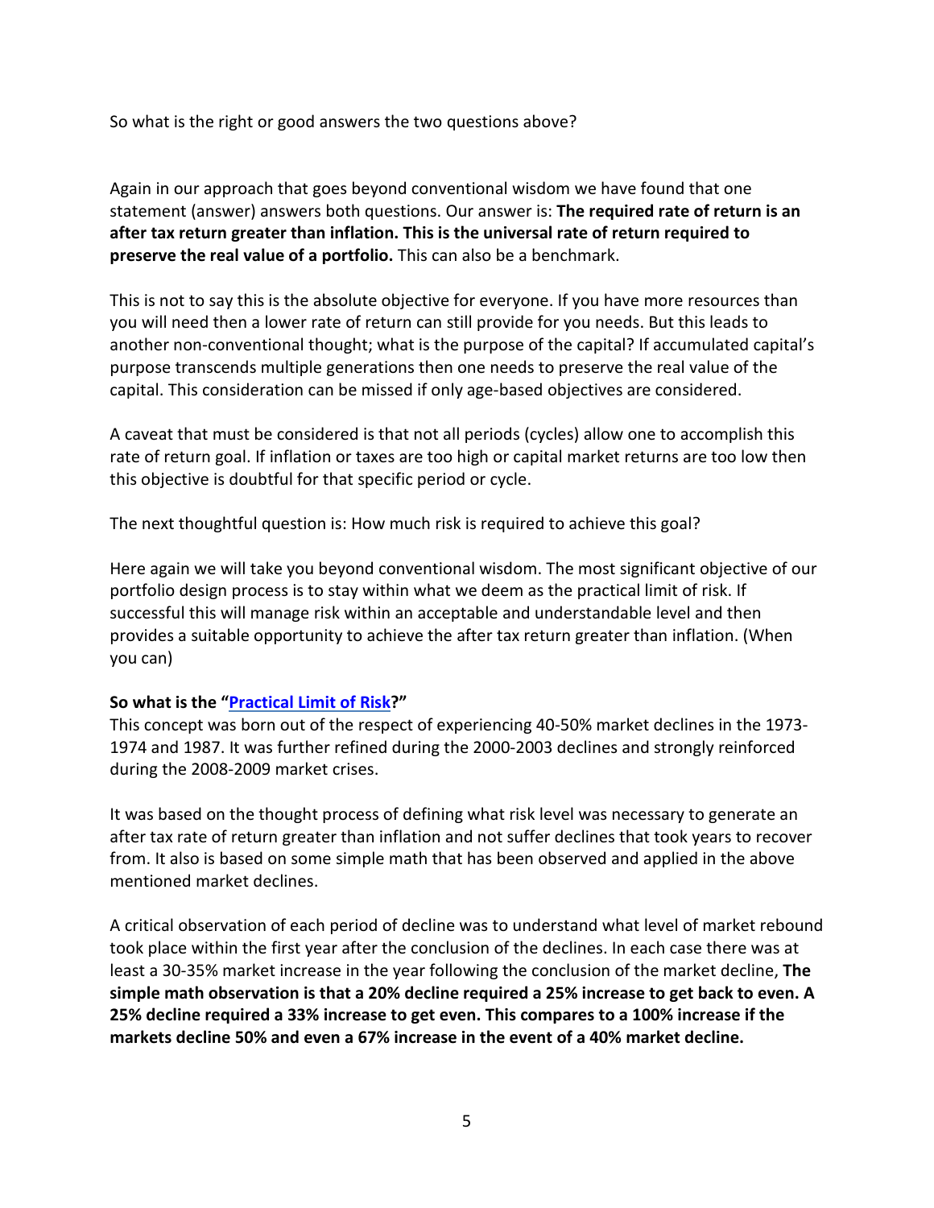So what is the right or good answers the two questions above?

Again in our approach that goes beyond conventional wisdom we have found that one statement (answer) answers both questions. Our answer is: **The required rate of return is an after tax return greater than inflation. This is the universal rate of return required to preserve the real value of a portfolio.** This can also be a benchmark.

This is not to say this is the absolute objective for everyone. If you have more resources than you will need then a lower rate of return can still provide for you needs. But this leads to another non-conventional thought; what is the purpose of the capital? If accumulated capital's purpose transcends multiple generations then one needs to preserve the real value of the capital. This consideration can be missed if only age-based objectives are considered.

A caveat that must be considered is that not all periods (cycles) allow one to accomplish this rate of return goal. If inflation or taxes are too high or capital market returns are too low then this objective is doubtful for that specific period or cycle.

The next thoughtful question is: How much risk is required to achieve this goal?

Here again we will take you beyond conventional wisdom. The most significant objective of our portfolio design process is to stay within what we deem as the practical limit of risk. If successful this will manage risk within an acceptable and understandable level and then provides a suitable opportunity to achieve the after tax return greater than inflation. (When you can)

**So what is the "Practical Limit of Risk?"**

This concept was born out of the respect of experiencing 40-50% market declines in the 1973-1974 and 1987. It was further refined during the 2000-2003 declines and strongly reinforced during the 2008-2009 market crises.

It was based on the thought process of defining what risk level was necessary to generate an after tax rate of return greater than inflation and not suffer declines that took years to recover from. It also is based on some simple math that has been observed and applied in the above mentioned market declines.

A critical observation of each period of decline was to understand what level of market rebound took place within the first year after the conclusion of the declines. In each case there was at least a 30-35% market increase in the year following the conclusion of the market decline, **The simple math observation is that a 20% decline required a 25% increase to get back to even. A 25% decline required a 33% increase to get even. This compares to a 100% increase if the markets decline 50% and even a 67% increase in the event of a 40% market decline.**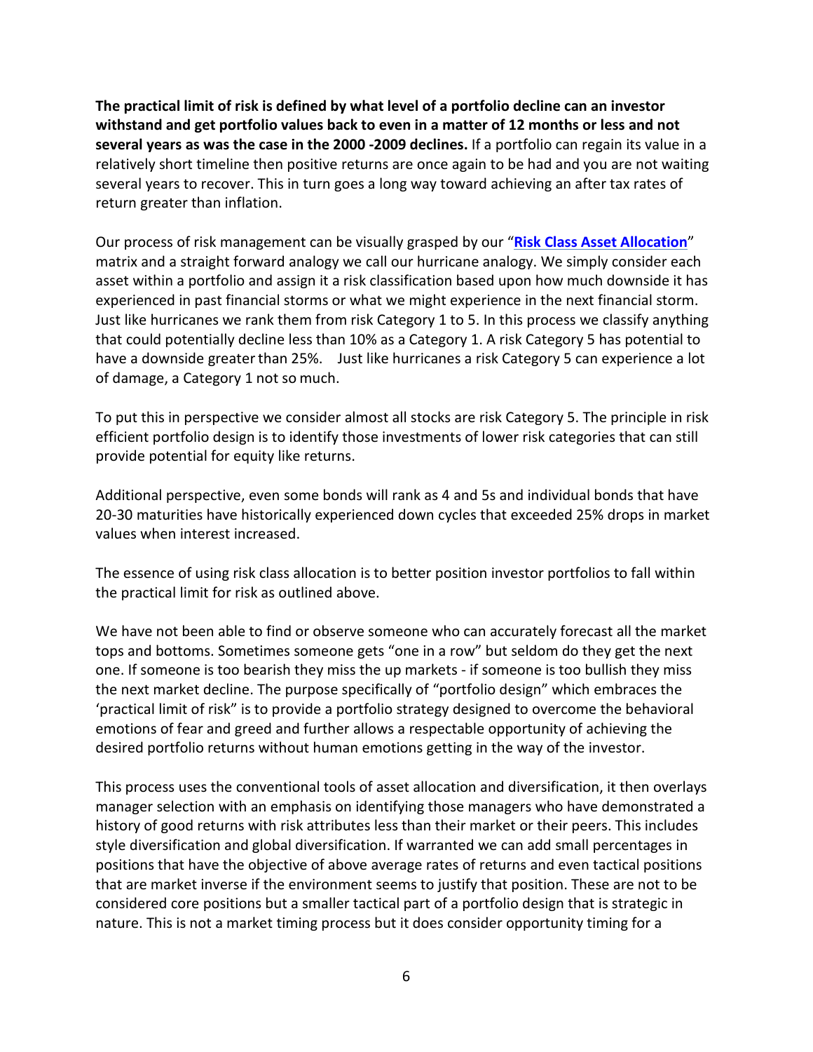**The practical limit of risk is defined by what level of a portfolio decline can an investor withstand and get portfolio values back to even in a matter of 12 months or less and not several years as was the case in the 2000 -2009 declines.** If a portfolio can regain its value in a relatively short timeline then positive returns are once again to be had and you are not waiting several years to recover. This in turn goes a long way toward achieving an after tax rates of return greater than inflation.

Our process of risk management can be visually grasped by our "**Risk Class Asset Allocation**" matrix and a straight forward analogy we call our hurricane analogy. We simply consider each asset within a portfolio and assign it a risk classification based upon how much downside it has experienced in past financial storms or what we might experience in the next financial storm. Just like hurricanes we rank them from risk Category 1 to 5. In this process we classify anything that could potentially decline less than 10% as a Category 1. A risk Category 5 has potential to have a downside greater than 25%. Just like hurricanes a risk Category 5 can experience a lot of damage, a Category 1 not so much.

To put this in perspective we consider almost all stocks are risk Category 5. The principle in risk efficient portfolio design is to identify those investments of lower risk categories that can still provide potential for equity like returns.

Additional perspective, even some bonds will rank as 4 and 5s and individual bonds that have 20-30 maturities have historically experienced down cycles that exceeded 25% drops in market values when interest increased.

The essence of using risk class allocation is to better position investor portfolios to fall within the practical limit for risk as outlined above.

We have not been able to find or observe someone who can accurately forecast all the market tops and bottoms. Sometimes someone gets "one in a row" but seldom do they get the next one. If someone is too bearish they miss the up markets - if someone is too bullish they miss the next market decline. The purpose specifically of "portfolio design" which embraces the 'practical limit of risk" is to provide a portfolio strategy designed to overcome the behavioral emotions of fear and greed and further allows a respectable opportunity of achieving the desired portfolio returns without human emotions getting in the way of the investor.

This process uses the conventional tools of asset allocation and diversification, it then overlays manager selection with an emphasis on identifying those managers who have demonstrated a history of good returns with risk attributes less than their market or their peers. This includes style diversification and global diversification. If warranted we can add small percentages in positions that have the objective of above average rates of returns and even tactical positions that are market inverse if the environment seems to justify that position. These are not to be considered core positions but a smaller tactical part of a portfolio design that is strategic in nature. This is not a market timing process but it does consider opportunity timing for a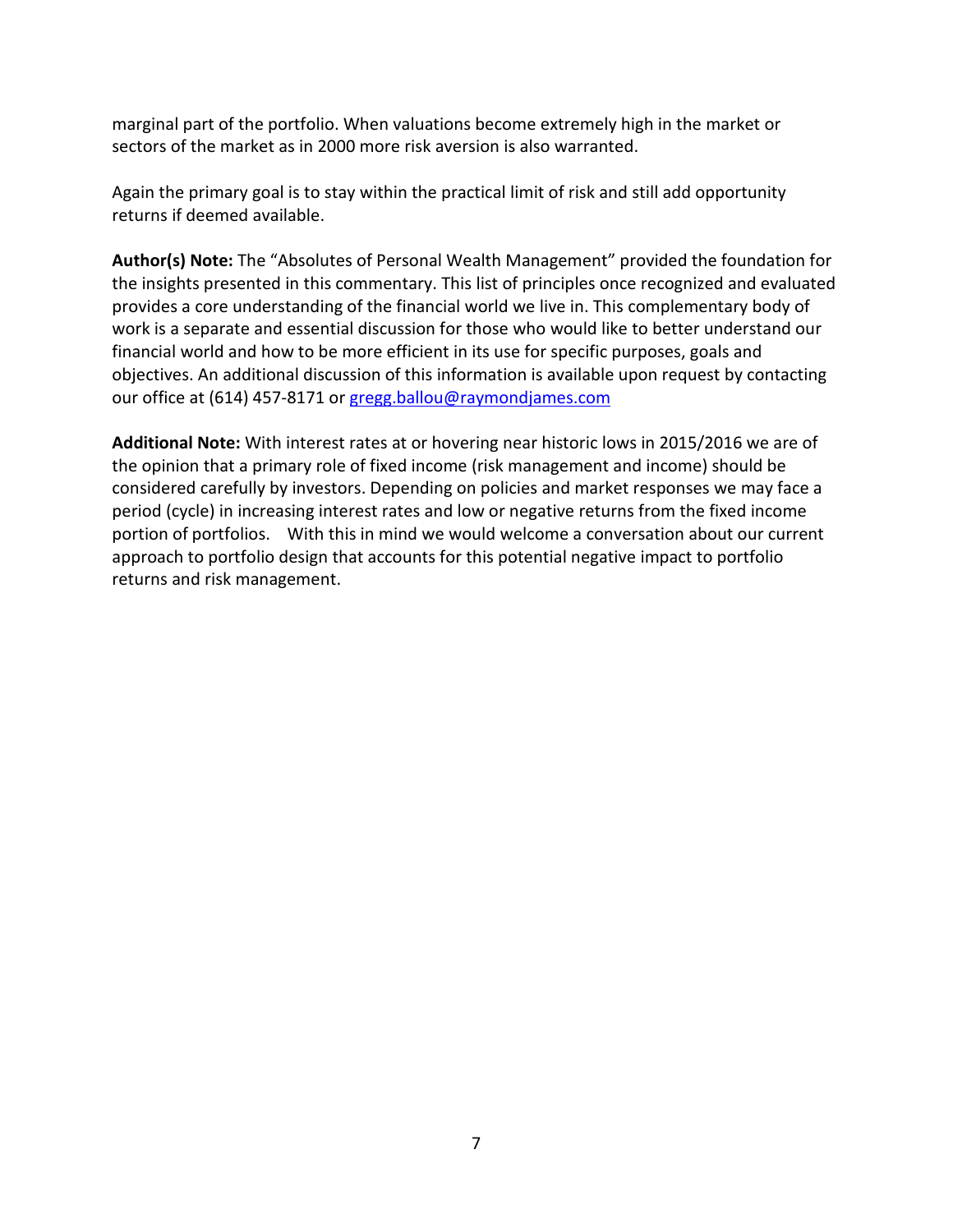marginal part of the portfolio. When valuations become extremely high in the market or sectors of the market as in 2000 more risk aversion is also warranted.

Again the primary goal is to stay within the practical limit of risk and still add opportunity returns if deemed available.

**Author(s) Note:** The "Absolutes of Personal Wealth Management" provided the foundation for the insights presented in this commentary. This list of principles once recognized and evaluated provides a core understanding of the financial world we live in. This complementary body of work is a separate and essential discussion for those who would like to better understand our financial world and how to be more efficient in its use for specific purposes, goals and objectives. An additional discussion of this information is available upon request by contacting our office at (614) 457-8171 or gregg.ballou@raymondjames.com

**Additional Note:** With interest rates at or hovering near historic lows in 2015/2016 we are of the opinion that a primary role of fixed income (risk management and income) should be considered carefully by investors. Depending on policies and market responses we may face a period (cycle) in increasing interest rates and low or negative returns from the fixed income portion of portfolios. With this in mind we would welcome a conversation about our current approach to portfolio design that accounts for this potential negative impact to portfolio returns and risk management.